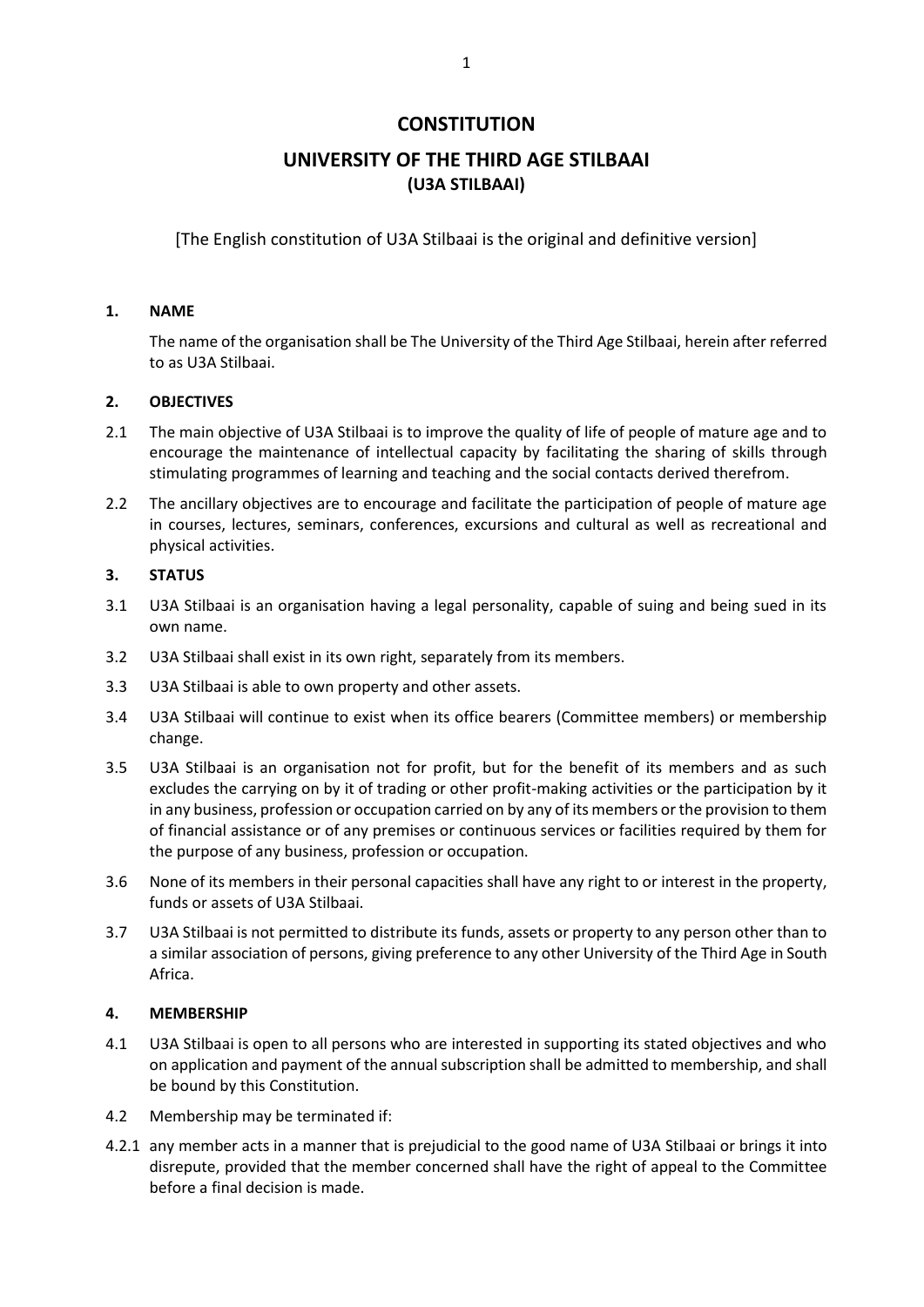# CONSTITUTION

## UNIVERSITY OF THE THIRD AGE STILBAAI
### (U3A STILBAAI)

[The English constitution of U3A Stilbaai is the original and definitive version]

**1. NAME**

The name of the organisation shall be The University of the Third Age Stilbaai, herein after referred to as U3A Stilbaai.

**2. OBJECTIVES**

2.1 The main objective of U3A Stilbaai is to improve the quality of life of people of mature age and to encourage the maintenance of intellectual capacity by facilitating the sharing of skills through stimulating programmes of learning and teaching and the social contacts derived therefrom.

2.2 The ancillary objectives are to encourage and facilitate the participation of people of mature age in courses, lectures, seminars, conferences, excursions and cultural as well as recreational and physical activities.

**3. STATUS**

3.1 U3A Stilbaai is an organisation having a legal personality, capable of suing and being sued in its own name.

3.2 U3A Stilbaai shall exist in its own right, separately from its members.

3.3 U3A Stilbaai is able to own property and other assets.

3.4 U3A Stilbaai will continue to exist when its office bearers (Committee members) or membership change.

3.5 U3A Stilbaai is an organisation not for profit, but for the benefit of its members and as such excludes the carrying on by it of trading or other profit-making activities or the participation by it in any business, profession or occupation carried on by any of its members or the provision to them of financial assistance or of any premises or continuous services or facilities required by them for the purpose of any business, profession or occupation.

3.6 None of its members in their personal capacities shall have any right to or interest in the property, funds or assets of U3A Stilbaai.

3.7 U3A Stilbaai is not permitted to distribute its funds, assets or property to any person other than to a similar association of persons, giving preference to any other University of the Third Age in South Africa.

**4. MEMBERSHIP**

4.1 U3A Stilbaai is open to all persons who are interested in supporting its stated objectives and who on application and payment of the annual subscription shall be admitted to membership, and shall be bound by this Constitution.

4.2 Membership may be terminated if:

4.2.1 any member acts in a manner that is prejudicial to the good name of U3A Stilbaai or brings it into disrepute, provided that the member concerned shall have the right of appeal to the Committee before a final decision is made.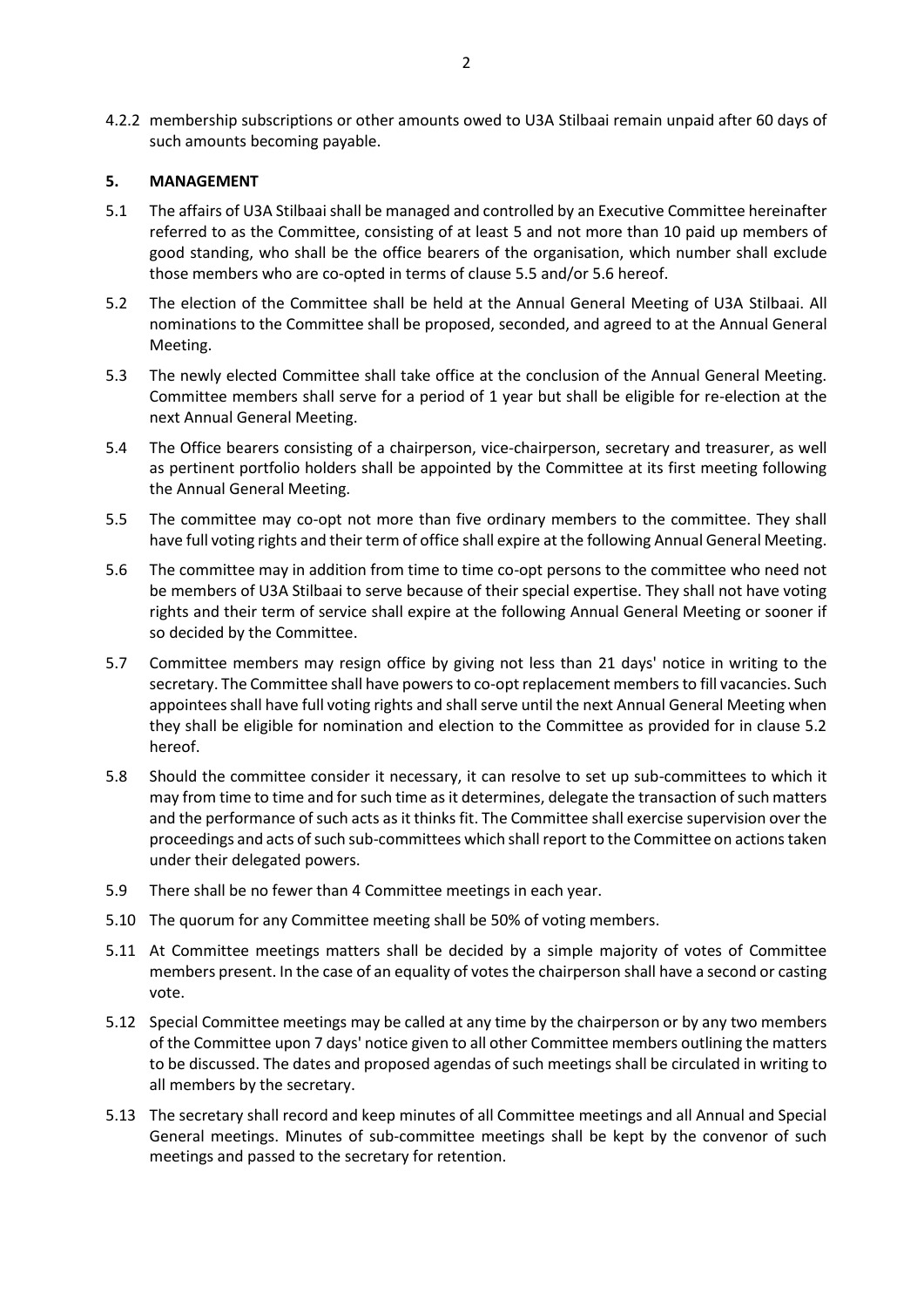4.2.2 membership subscriptions or other amounts owed to U3A Stilbaai remain unpaid after 60 days of such amounts becoming payable.

## 5. MANAGEMENT

5.1 The affairs of U3A Stilbaai shall be managed and controlled by an Executive Committee hereinafter referred to as the Committee, consisting of at least 5 and not more than 10 paid up members of good standing, who shall be the office bearers of the organisation, which number shall exclude those members who are co-opted in terms of clause 5.5 and/or 5.6 hereof.

5.2 The election of the Committee shall be held at the Annual General Meeting of U3A Stilbaai. All nominations to the Committee shall be proposed, seconded, and agreed to at the Annual General Meeting.

5.3 The newly elected Committee shall take office at the conclusion of the Annual General Meeting. Committee members shall serve for a period of 1 year but shall be eligible for re-election at the next Annual General Meeting.

5.4 The Office bearers consisting of a chairperson, vice-chairperson, secretary and treasurer, as well as pertinent portfolio holders shall be appointed by the Committee at its first meeting following the Annual General Meeting.

5.5 The committee may co-opt not more than five ordinary members to the committee. They shall have full voting rights and their term of office shall expire at the following Annual General Meeting.

5.6 The committee may in addition from time to time co-opt persons to the committee who need not be members of U3A Stilbaai to serve because of their special expertise. They shall not have voting rights and their term of service shall expire at the following Annual General Meeting or sooner if so decided by the Committee.

5.7 Committee members may resign office by giving not less than 21 days' notice in writing to the secretary. The Committee shall have powers to co-opt replacement members to fill vacancies. Such appointees shall have full voting rights and shall serve until the next Annual General Meeting when they shall be eligible for nomination and election to the Committee as provided for in clause 5.2 hereof.

5.8 Should the committee consider it necessary, it can resolve to set up sub-committees to which it may from time to time and for such time as it determines, delegate the transaction of such matters and the performance of such acts as it thinks fit. The Committee shall exercise supervision over the proceedings and acts of such sub-committees which shall report to the Committee on actions taken under their delegated powers.

5.9 There shall be no fewer than 4 Committee meetings in each year.

5.10 The quorum for any Committee meeting shall be 50% of voting members.

5.11 At Committee meetings matters shall be decided by a simple majority of votes of Committee members present. In the case of an equality of votes the chairperson shall have a second or casting vote.

5.12 Special Committee meetings may be called at any time by the chairperson or by any two members of the Committee upon 7 days' notice given to all other Committee members outlining the matters to be discussed. The dates and proposed agendas of such meetings shall be circulated in writing to all members by the secretary.

5.13 The secretary shall record and keep minutes of all Committee meetings and all Annual and Special General meetings. Minutes of sub-committee meetings shall be kept by the convenor of such meetings and passed to the secretary for retention.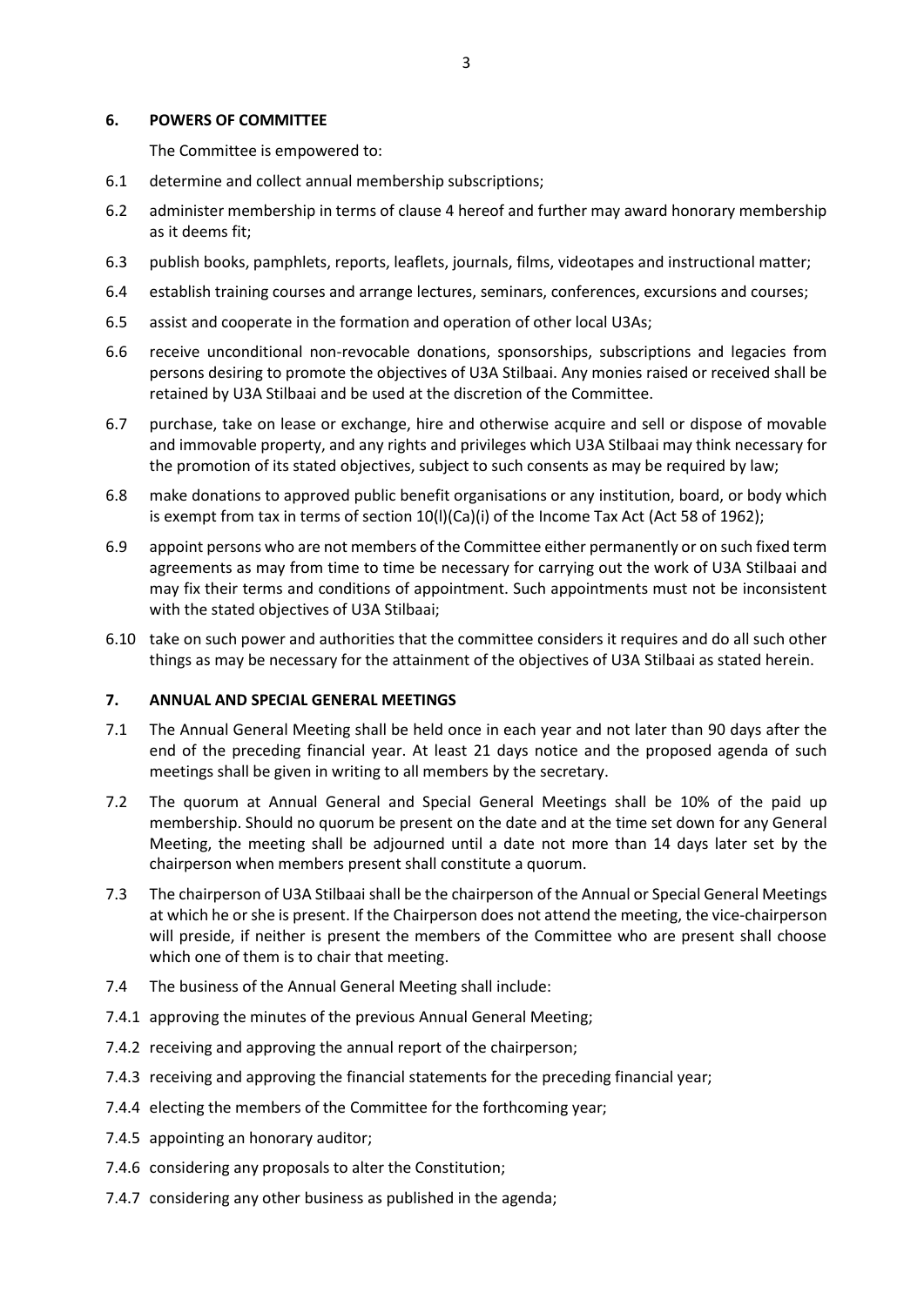## 6. POWERS OF COMMITTEE

The Committee is empowered to:

6.1 determine and collect annual membership subscriptions;

6.2 administer membership in terms of clause 4 hereof and further may award honorary membership as it deems fit;

6.3 publish books, pamphlets, reports, leaflets, journals, films, videotapes and instructional matter;

6.4 establish training courses and arrange lectures, seminars, conferences, excursions and courses;

6.5 assist and cooperate in the formation and operation of other local U3As;

6.6 receive unconditional non-revocable donations, sponsorships, subscriptions and legacies from persons desiring to promote the objectives of U3A Stilbaai. Any monies raised or received shall be retained by U3A Stilbaai and be used at the discretion of the Committee.

6.7 purchase, take on lease or exchange, hire and otherwise acquire and sell or dispose of movable and immovable property, and any rights and privileges which U3A Stilbaai may think necessary for the promotion of its stated objectives, subject to such consents as may be required by law;

6.8 make donations to approved public benefit organisations or any institution, board, or body which is exempt from tax in terms of section 10(l)(Ca)(i) of the Income Tax Act (Act 58 of 1962);

6.9 appoint persons who are not members of the Committee either permanently or on such fixed term agreements as may from time to time be necessary for carrying out the work of U3A Stilbaai and may fix their terms and conditions of appointment. Such appointments must not be inconsistent with the stated objectives of U3A Stilbaai;

6.10 take on such power and authorities that the committee considers it requires and do all such other things as may be necessary for the attainment of the objectives of U3A Stilbaai as stated herein.

## 7. ANNUAL AND SPECIAL GENERAL MEETINGS

7.1 The Annual General Meeting shall be held once in each year and not later than 90 days after the end of the preceding financial year. At least 21 days notice and the proposed agenda of such meetings shall be given in writing to all members by the secretary.

7.2 The quorum at Annual General and Special General Meetings shall be 10% of the paid up membership. Should no quorum be present on the date and at the time set down for any General Meeting, the meeting shall be adjourned until a date not more than 14 days later set by the chairperson when members present shall constitute a quorum.

7.3 The chairperson of U3A Stilbaai shall be the chairperson of the Annual or Special General Meetings at which he or she is present. If the Chairperson does not attend the meeting, the vice-chairperson will preside, if neither is present the members of the Committee who are present shall choose which one of them is to chair that meeting.

7.4 The business of the Annual General Meeting shall include:

7.4.1 approving the minutes of the previous Annual General Meeting;

7.4.2 receiving and approving the annual report of the chairperson;

7.4.3 receiving and approving the financial statements for the preceding financial year;

7.4.4 electing the members of the Committee for the forthcoming year;

7.4.5 appointing an honorary auditor;

7.4.6 considering any proposals to alter the Constitution;

7.4.7 considering any other business as published in the agenda;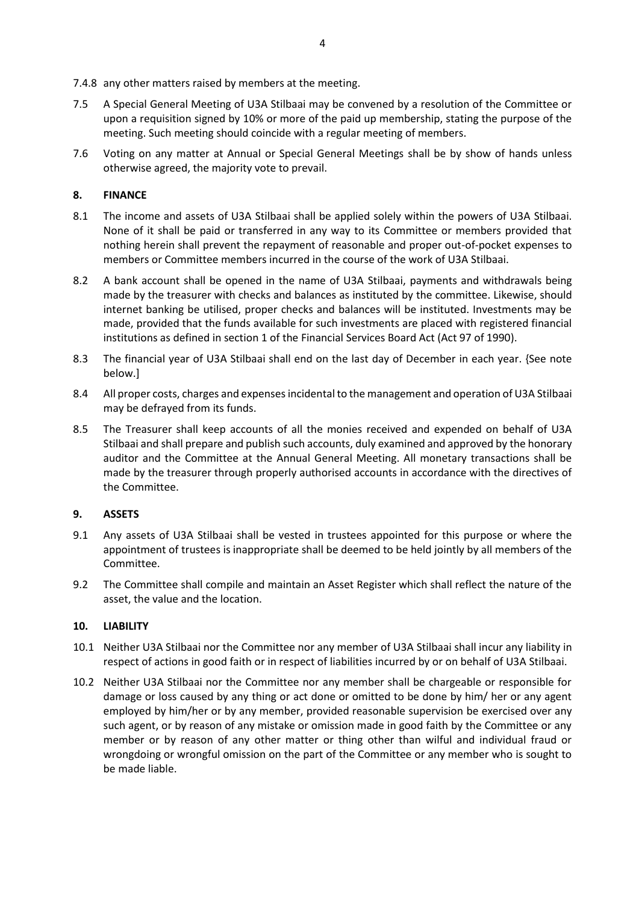7.4.8 any other matters raised by members at the meeting.

7.5 A Special General Meeting of U3A Stilbaai may be convened by a resolution of the Committee or upon a requisition signed by 10% or more of the paid up membership, stating the purpose of the meeting. Such meeting should coincide with a regular meeting of members.

7.6 Voting on any matter at Annual or Special General Meetings shall be by show of hands unless otherwise agreed, the majority vote to prevail.

## 8. FINANCE

8.1 The income and assets of U3A Stilbaai shall be applied solely within the powers of U3A Stilbaai. None of it shall be paid or transferred in any way to its Committee or members provided that nothing herein shall prevent the repayment of reasonable and proper out-of-pocket expenses to members or Committee members incurred in the course of the work of U3A Stilbaai.

8.2 A bank account shall be opened in the name of U3A Stilbaai, payments and withdrawals being made by the treasurer with checks and balances as instituted by the committee. Likewise, should internet banking be utilised, proper checks and balances will be instituted. Investments may be made, provided that the funds available for such investments are placed with registered financial institutions as defined in section 1 of the Financial Services Board Act (Act 97 of 1990).

8.3 The financial year of U3A Stilbaai shall end on the last day of December in each year. {See note below.]

8.4 All proper costs, charges and expenses incidental to the management and operation of U3A Stilbaai may be defrayed from its funds.

8.5 The Treasurer shall keep accounts of all the monies received and expended on behalf of U3A Stilbaai and shall prepare and publish such accounts, duly examined and approved by the honorary auditor and the Committee at the Annual General Meeting. All monetary transactions shall be made by the treasurer through properly authorised accounts in accordance with the directives of the Committee.

## 9. ASSETS

9.1 Any assets of U3A Stilbaai shall be vested in trustees appointed for this purpose or where the appointment of trustees is inappropriate shall be deemed to be held jointly by all members of the Committee.

9.2 The Committee shall compile and maintain an Asset Register which shall reflect the nature of the asset, the value and the location.

## 10. LIABILITY

10.1 Neither U3A Stilbaai nor the Committee nor any member of U3A Stilbaai shall incur any liability in respect of actions in good faith or in respect of liabilities incurred by or on behalf of U3A Stilbaai.

10.2 Neither U3A Stilbaai nor the Committee nor any member shall be chargeable or responsible for damage or loss caused by any thing or act done or omitted to be done by him/ her or any agent employed by him/her or by any member, provided reasonable supervision be exercised over any such agent, or by reason of any mistake or omission made in good faith by the Committee or any member or by reason of any other matter or thing other than wilful and individual fraud or wrongdoing or wrongful omission on the part of the Committee or any member who is sought to be made liable.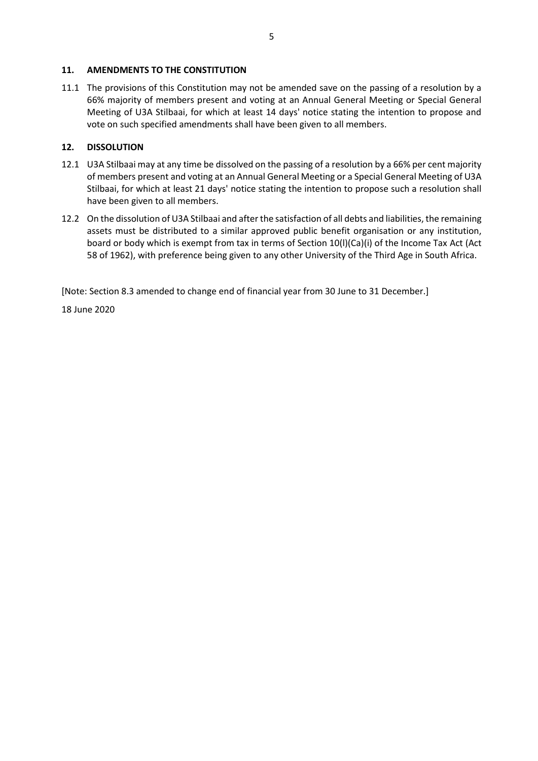## 11. AMENDMENTS TO THE CONSTITUTION

11.1 The provisions of this Constitution may not be amended save on the passing of a resolution by a 66% majority of members present and voting at an Annual General Meeting or Special General Meeting of U3A Stilbaai, for which at least 14 days' notice stating the intention to propose and vote on such specified amendments shall have been given to all members.

## 12. DISSOLUTION

12.1 U3A Stilbaai may at any time be dissolved on the passing of a resolution by a 66% per cent majority of members present and voting at an Annual General Meeting or a Special General Meeting of U3A Stilbaai, for which at least 21 days' notice stating the intention to propose such a resolution shall have been given to all members.

12.2 On the dissolution of U3A Stilbaai and after the satisfaction of all debts and liabilities, the remaining assets must be distributed to a similar approved public benefit organisation or any institution, board or body which is exempt from tax in terms of Section 10(l)(Ca)(i) of the Income Tax Act (Act 58 of 1962), with preference being given to any other University of the Third Age in South Africa.

[Note: Section 8.3 amended to change end of financial year from 30 June to 31 December.]

18 June 2020